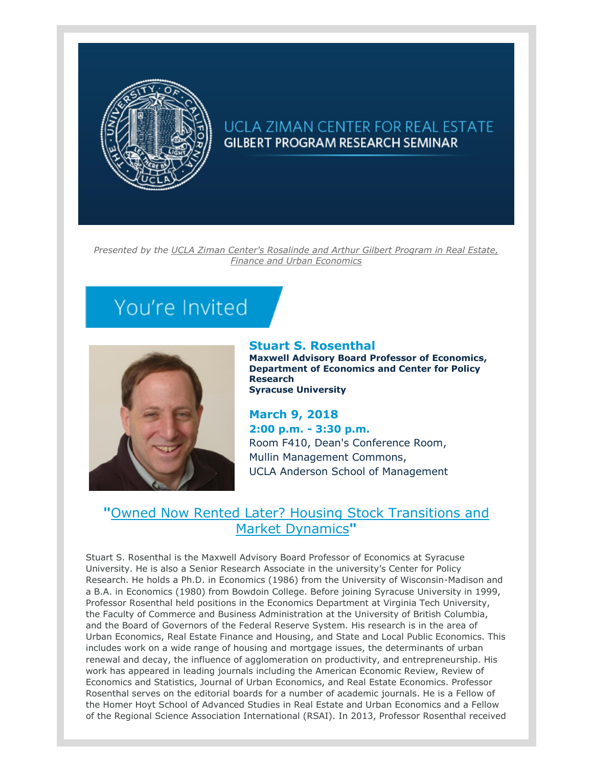# UCLA ZIMAN CENTER FOR REAL ESTATE

## GILBERT PROGRAM RESEARCH SEMINAR

*Presented by the UCLA Ziman Center's Rosalinde and Arthur Gilbert Program in Real Estate, Finance and Urban Economics*

## You're Invited

### Stuart S. Rosenthal

**Maxwell Advisory Board Professor of Economics, Department of Economics and Center for Policy Research**
**Syracuse University**

### March 9, 2018

**2:00 p.m. - 3:30 p.m.**

Room F410, Dean's Conference Room,
Mullin Management Commons,
UCLA Anderson School of Management

## "Owned Now Rented Later? Housing Stock Transitions and Market Dynamics"

Stuart S. Rosenthal is the Maxwell Advisory Board Professor of Economics at Syracuse University. He is also a Senior Research Associate in the university's Center for Policy Research. He holds a Ph.D. in Economics (1986) from the University of Wisconsin-Madison and a B.A. in Economics (1980) from Bowdoin College. Before joining Syracuse University in 1999, Professor Rosenthal held positions in the Economics Department at Virginia Tech University, the Faculty of Commerce and Business Administration at the University of British Columbia, and the Board of Governors of the Federal Reserve System. His research is in the area of Urban Economics, Real Estate Finance and Housing, and State and Local Public Economics. This includes work on a wide range of housing and mortgage issues, the determinants of urban renewal and decay, the influence of agglomeration on productivity, and entrepreneurship. His work has appeared in leading journals including the American Economic Review, Review of Economics and Statistics, Journal of Urban Economics, and Real Estate Economics. Professor Rosenthal serves on the editorial boards for a number of academic journals. He is a Fellow of the Homer Hoyt School of Advanced Studies in Real Estate and Urban Economics and a Fellow of the Regional Science Association International (RSAI). In 2013, Professor Rosenthal received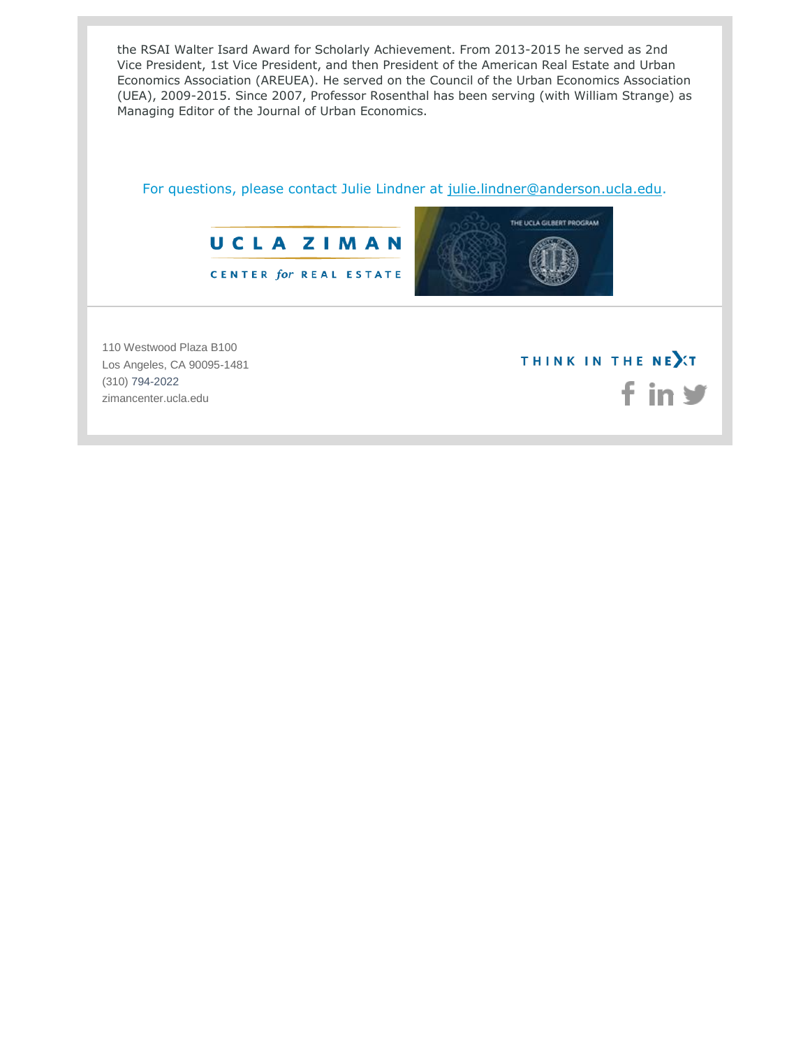the RSAI Walter Isard Award for Scholarly Achievement. From 2013-2015 he served as 2nd Vice President, 1st Vice President, and then President of the American Real Estate and Urban Economics Association (AREUEA). He served on the Council of the Urban Economics Association (UEA), 2009-2015. Since 2007, Professor Rosenthal has been serving (with William Strange) as Managing Editor of the Journal of Urban Economics.

For questions, please contact Julie Lindner at julie.lindner@anderson.ucla.edu.

UCLA ZIMAN
CENTER for REAL ESTATE

THE UCLA GILBERT PROGRAM

110 Westwood Plaza B100
Los Angeles, CA 90095-1481
(310) 794-2022
zimancenter.ucla.edu

THINK IN THE NEXT